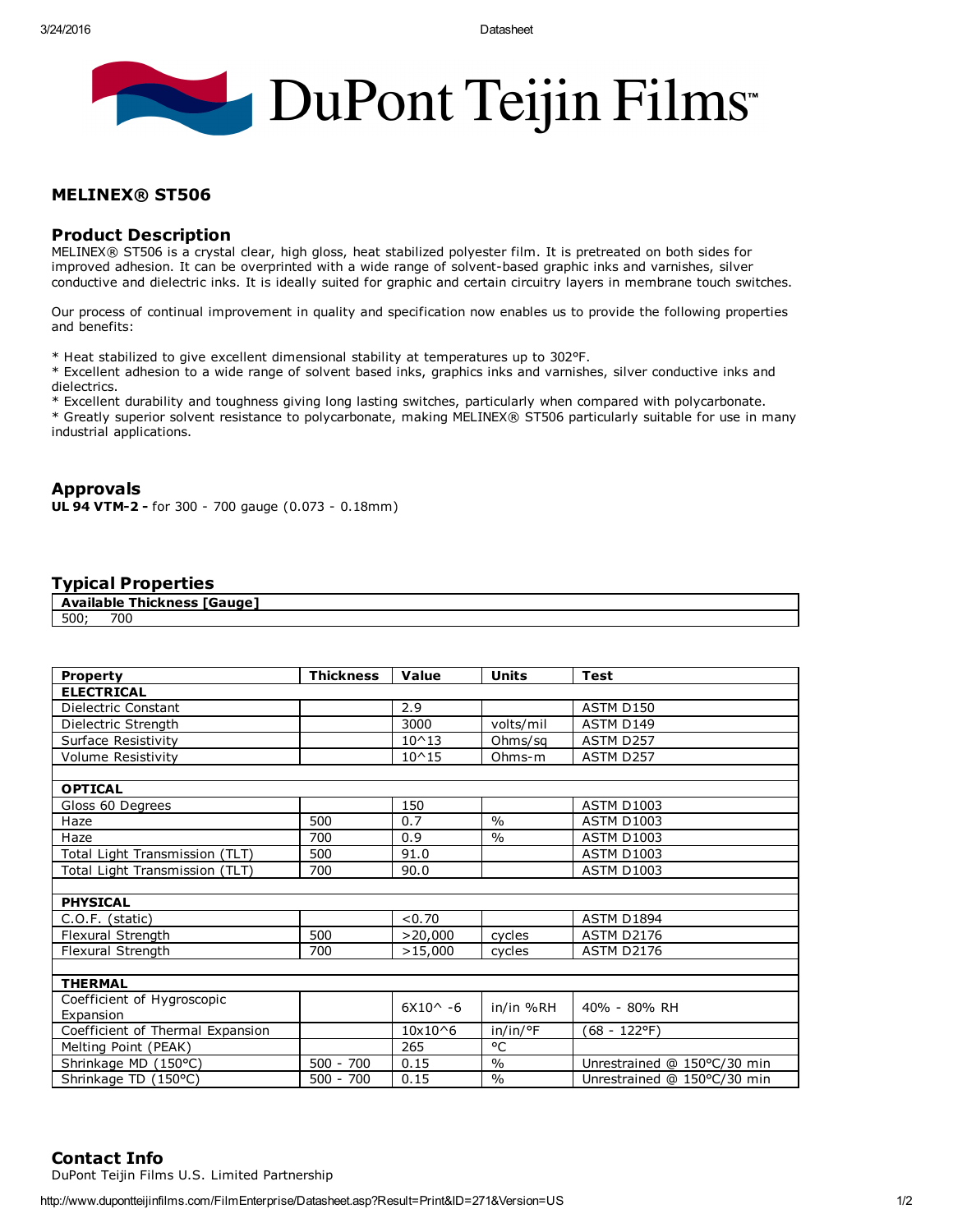# DuPont Teijin Films™

## MELINEX® ST506

### Product Description

MELINEX® ST506 is a crystal clear, high gloss, heat stabilized polyester film. It is pretreated on both sides for improved adhesion. It can be overprinted with a wide range of solvent-based graphic inks and varnishes, silver conductive and dielectric inks. It is ideally suited for graphic and certain circuitry layers in membrane touch switches.

Our process of continual improvement in quality and specification now enables us to provide the following properties and benefits:

* Heat stabilized to give excellent dimensional stability at temperatures up to 302°F.
* Excellent adhesion to a wide range of solvent based inks, graphics inks and varnishes, silver conductive inks and dielectrics.
* Excellent durability and toughness giving long lasting switches, particularly when compared with polycarbonate.
* Greatly superior solvent resistance to polycarbonate, making MELINEX® ST506 particularly suitable for use in many industrial applications.

### Approvals

**UL 94 VTM-2 -** for 300 - 700 gauge (0.073 - 0.18mm)

### Typical Properties

| Available Thickness [Gauge] |
|---|
| 500; 700 |

| Property | Thickness | Value | Units | Test |
|---|---|---|---|---|
| **ELECTRICAL** | | | | |
| Dielectric Constant | | 2.9 | | ASTM D150 |
| Dielectric Strength | | 3000 | volts/mil | ASTM D149 |
| Surface Resistivity | | 10^13 | Ohms/sq | ASTM D257 |
| Volume Resistivity | | 10^15 | Ohms-m | ASTM D257 |
| | | | | |
| **OPTICAL** | | | | |
| Gloss 60 Degrees | | 150 | | ASTM D1003 |
| Haze | 500 | 0.7 | % | ASTM D1003 |
| Haze | 700 | 0.9 | % | ASTM D1003 |
| Total Light Transmission (TLT) | 500 | 91.0 | | ASTM D1003 |
| Total Light Transmission (TLT) | 700 | 90.0 | | ASTM D1003 |
| | | | | |
| **PHYSICAL** | | | | |
| C.O.F. (static) | | <0.70 | | ASTM D1894 |
| Flexural Strength | 500 | >20,000 | cycles | ASTM D2176 |
| Flexural Strength | 700 | >15,000 | cycles | ASTM D2176 |
| | | | | |
| **THERMAL** | | | | |
| Coefficient of Hygroscopic Expansion | | 6X10^ -6 | in/in %RH | 40% - 80% RH |
| Coefficient of Thermal Expansion | | 10x10^6 | in/in/°F | (68 - 122°F) |
| Melting Point (PEAK) | | 265 | °C | |
| Shrinkage MD (150°C) | 500 - 700 | 0.15 | % | Unrestrained @ 150°C/30 min |
| Shrinkage TD (150°C) | 500 - 700 | 0.15 | % | Unrestrained @ 150°C/30 min |

### Contact Info

DuPont Teijin Films U.S. Limited Partnership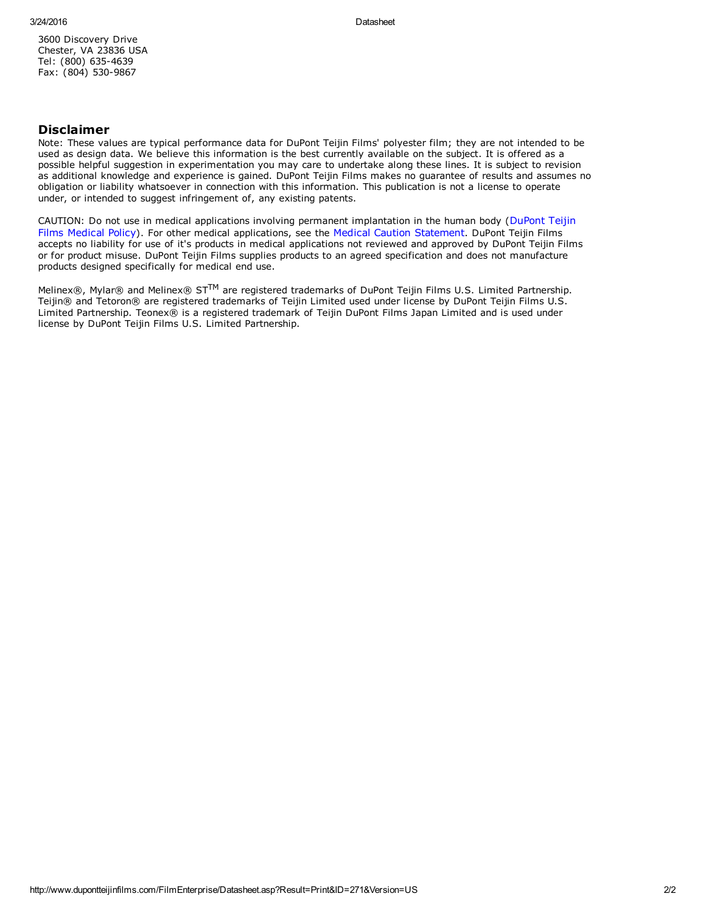3600 Discovery Drive
Chester, VA 23836 USA
Tel: (800) 635-4639
Fax: (804) 530-9867

## Disclaimer

Note: These values are typical performance data for DuPont Teijin Films' polyester film; they are not intended to be used as design data. We believe this information is the best currently available on the subject. It is offered as a possible helpful suggestion in experimentation you may care to undertake along these lines. It is subject to revision as additional knowledge and experience is gained. DuPont Teijin Films makes no guarantee of results and assumes no obligation or liability whatsoever in connection with this information. This publication is not a license to operate under, or intended to suggest infringement of, any existing patents.

CAUTION: Do not use in medical applications involving permanent implantation in the human body (DuPont Teijin Films Medical Policy). For other medical applications, see the Medical Caution Statement. DuPont Teijin Films accepts no liability for use of it's products in medical applications not reviewed and approved by DuPont Teijin Films or for product misuse. DuPont Teijin Films supplies products to an agreed specification and does not manufacture products designed specifically for medical end use.

Melinex®, Mylar® and Melinex® ST™ are registered trademarks of DuPont Teijin Films U.S. Limited Partnership. Teijin® and Tetoron® are registered trademarks of Teijin Limited used under license by DuPont Teijin Films U.S. Limited Partnership. Teonex® is a registered trademark of Teijin DuPont Films Japan Limited and is used under license by DuPont Teijin Films U.S. Limited Partnership.